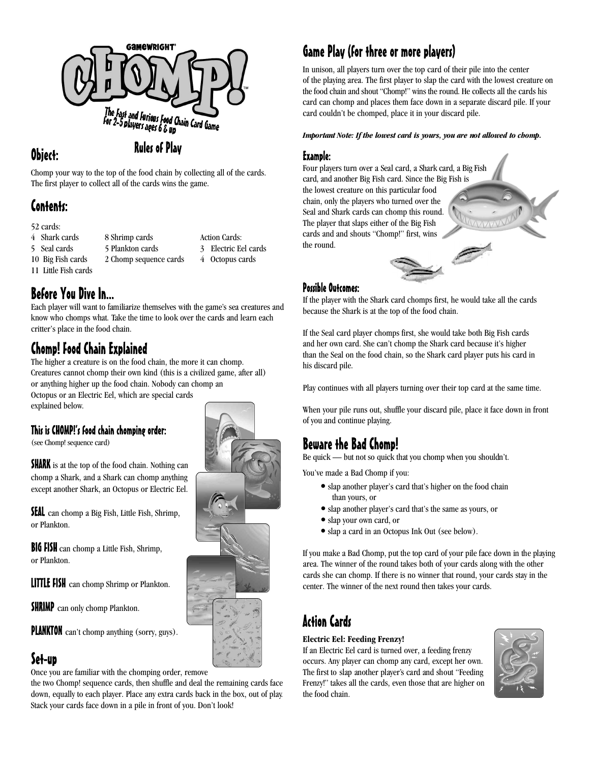# CHOMP!

GAMEWRIGHT®

The Fast and Furious Food Chain Card Game
For 2-5 players ages 6 & up

## Rules of Play

## Object:

Chomp your way to the top of the food chain by collecting all of the cards. The first player to collect all of the cards wins the game.

## Contents:

52 cards:

| | | |
|---|---|---|
| 4 Shark cards | 8 Shrimp cards | Action Cards: |
| 5 Seal cards | 5 Plankton cards | 3 Electric Eel cards |
| 10 Big Fish cards | 2 Chomp sequence cards | 4 Octopus cards |
| 11 Little Fish cards | | |

## Before You Dive In...

Each player will want to familiarize themselves with the game's sea creatures and know who chomps what. Take the time to look over the cards and learn each critter's place in the food chain.

## Chomp! Food Chain Explained

The higher a creature is on the food chain, the more it can chomp. Creatures cannot chomp their own kind (this is a civilized game, after all) or anything higher up the food chain. Nobody can chomp an Octopus or an Electric Eel, which are special cards explained below.

### This is CHOMP!'s Food chain chomping order:

(see Chomp! sequence card)

**SHARK** is at the top of the food chain. Nothing can chomp a Shark, and a Shark can chomp anything except another Shark, an Octopus or Electric Eel.

**SEAL** can chomp a Big Fish, Little Fish, Shrimp, or Plankton.

**BIG FISH** can chomp a Little Fish, Shrimp, or Plankton.

**LITTLE FISH** can chomp Shrimp or Plankton.

**SHRIMP** can only chomp Plankton.

**PLANKTON** can't chomp anything (sorry, guys).

## Set-up

Once you are familiar with the chomping order, remove the two Chomp! sequence cards, then shuffle and deal the remaining cards face down, equally to each player. Place any extra cards back in the box, out of play. Stack your cards face down in a pile in front of you. Don't look!

## Game Play (for three or more players)

In unison, all players turn over the top card of their pile into the center of the playing area. The first player to slap the card with the lowest creature on the food chain and shout "Chomp!" wins the round. He collects all the cards his card can chomp and places them face down in a separate discard pile. If your card couldn't be chomped, place it in your discard pile.

***Important Note: If the lowest card is yours, you are not allowed to chomp.***

### Example:

Four players turn over a Seal card, a Shark card, a Big Fish card, and another Big Fish card. Since the Big Fish is the lowest creature on this particular food chain, only the players who turned over the Seal and Shark cards can chomp this round. The player that slaps either of the Big Fish cards and and shouts "Chomp!" first, wins the round.

### Possible Outcomes:

If the player with the Shark card chomps first, he would take all the cards because the Shark is at the top of the food chain.

If the Seal card player chomps first, she would take both Big Fish cards and her own card. She can't chomp the Shark card because it's higher than the Seal on the food chain, so the Shark card player puts his card in his discard pile.

Play continues with all players turning over their top card at the same time.

When your pile runs out, shuffle your discard pile, place it face down in front of you and continue playing.

## Beware the Bad Chomp!

Be quick — but not so quick that you chomp when you shouldn't.

You've made a Bad Chomp if you:

- slap another player's card that's higher on the food chain than yours, or
- slap another player's card that's the same as yours, or
- slap your own card, or
- slap a card in an Octopus Ink Out (see below).

If you make a Bad Chomp, put the top card of your pile face down in the playing area. The winner of the round takes both of your cards along with the other cards she can chomp. If there is no winner that round, your cards stay in the center. The winner of the next round then takes your cards.

## Action Cards

**Electric Eel: Feeding Frenzy!**

If an Electric Eel card is turned over, a feeding frenzy occurs. Any player can chomp any card, except her own. The first to slap another player's card and shout "Feeding Frenzy!" takes all the cards, even those that are higher on the food chain.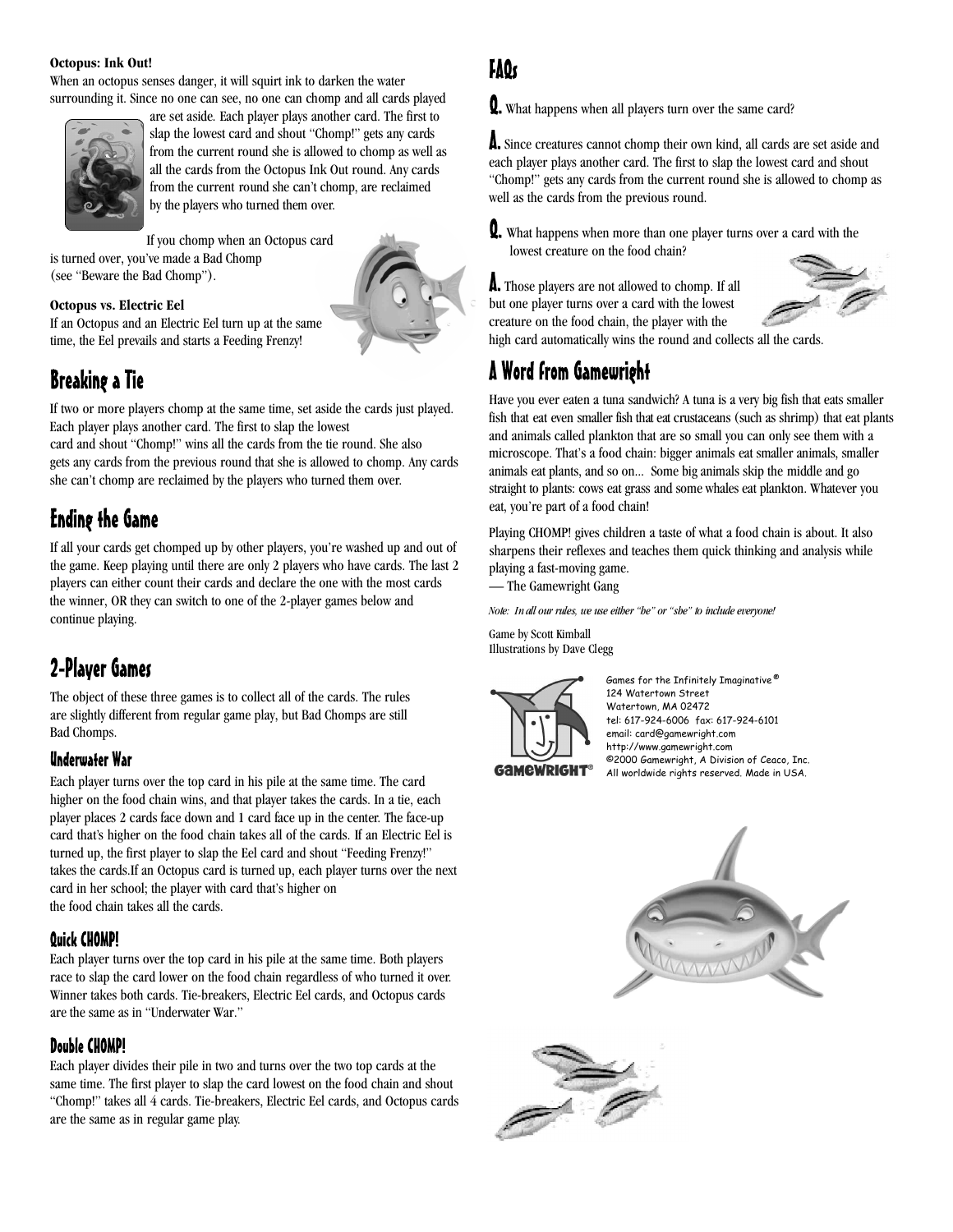**Octopus: Ink Out!**

When an octopus senses danger, it will squirt ink to darken the water surrounding it. Since no one can see, no one can chomp and all cards played are set aside. Each player plays another card. The first to slap the lowest card and shout "Chomp!" gets any cards from the current round she is allowed to chomp as well as all the cards from the Octopus Ink Out round. Any cards from the current round she can't chomp, are reclaimed by the players who turned them over.

If you chomp when an Octopus card is turned over, you've made a Bad Chomp (see "Beware the Bad Chomp").

**Octopus vs. Electric Eel**

If an Octopus and an Electric Eel turn up at the same time, the Eel prevails and starts a Feeding Frenzy!

## Breaking a Tie

If two or more players chomp at the same time, set aside the cards just played. Each player plays another card. The first to slap the lowest card and shout "Chomp!" wins all the cards from the tie round. She also gets any cards from the previous round that she is allowed to chomp. Any cards she can't chomp are reclaimed by the players who turned them over.

## Ending the Game

If all your cards get chomped up by other players, you're washed up and out of the game. Keep playing until there are only 2 players who have cards. The last 2 players can either count their cards and declare the one with the most cards the winner, OR they can switch to one of the 2-player games below and continue playing.

## 2-Player Games

The object of these three games is to collect all of the cards. The rules are slightly different from regular game play, but Bad Chomps are still Bad Chomps.

### Underwater War

Each player turns over the top card in his pile at the same time. The card higher on the food chain wins, and that player takes the cards. In a tie, each player places 2 cards face down and 1 card face up in the center. The face-up card that's higher on the food chain takes all of the cards. If an Electric Eel is turned up, the first player to slap the Eel card and shout "Feeding Frenzy!" takes the cards.If an Octopus card is turned up, each player turns over the next card in her school; the player with card that's higher on the food chain takes all the cards.

### Quick CHOMP!

Each player turns over the top card in his pile at the same time. Both players race to slap the card lower on the food chain regardless of who turned it over. Winner takes both cards. Tie-breakers, Electric Eel cards, and Octopus cards are the same as in "Underwater War."

### Double CHOMP!

Each player divides their pile in two and turns over the two top cards at the same time. The first player to slap the card lowest on the food chain and shout "Chomp!" takes all 4 cards. Tie-breakers, Electric Eel cards, and Octopus cards are the same as in regular game play.

## FAQs

**Q.** What happens when all players turn over the same card?

**A.** Since creatures cannot chomp their own kind, all cards are set aside and each player plays another card. The first to slap the lowest card and shout "Chomp!" gets any cards from the current round she is allowed to chomp as well as the cards from the previous round.

**Q.** What happens when more than one player turns over a card with the lowest creature on the food chain?

**A.** Those players are not allowed to chomp. If all but one player turns over a card with the lowest creature on the food chain, the player with the high card automatically wins the round and collects all the cards.

## A Word From Gamewright

Have you ever eaten a tuna sandwich? A tuna is a very big fish that eats smaller fish that eat even smaller fish that eat crustaceans (such as shrimp) that eat plants and animals called plankton that are so small you can only see them with a microscope. That's a food chain: bigger animals eat smaller animals, smaller animals eat plants, and so on... Some big animals skip the middle and go straight to plants: cows eat grass and some whales eat plankton. Whatever you eat, you're part of a food chain!

Playing CHOMP! gives children a taste of what a food chain is about. It also sharpens their reflexes and teaches them quick thinking and analysis while playing a fast-moving game.

— The Gamewright Gang

*Note: In all our rules, we use either "he" or "she" to include everyone!*

Game by Scott Kimball
Illustrations by Dave Clegg

GAMEWRIGHT®

Games for the Infinitely Imaginative®
124 Watertown Street
Watertown, MA 02472
tel: 617-924-6006 fax: 617-924-6101
email: card@gamewright.com
http://www.gamewright.com
©2000 Gamewright, A Division of Ceaco, Inc.
All worldwide rights reserved. Made in USA.